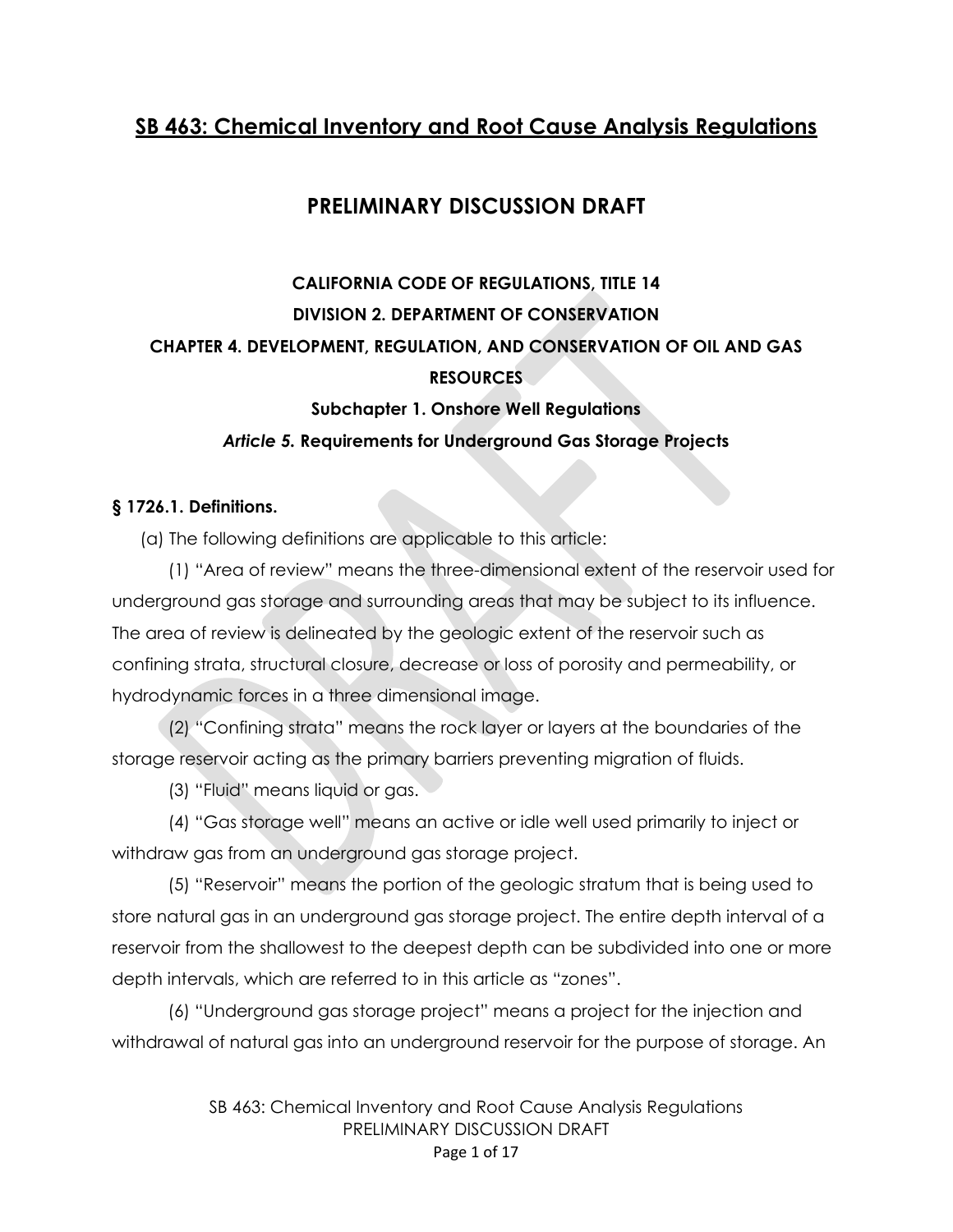# SB 463: Chemical Inventory and Root Cause Analysis Regulations

## PRELIMINARY DISCUSSION DRAFT

### CALIFORNIA CODE OF REGULATIONS, TITLE 14

### DIVISION 2. DEPARTMENT OF CONSERVATION

### CHAPTER 4. DEVELOPMENT, REGULATION, AND CONSERVATION OF OIL AND GAS RESOURCES

**Subchapter 1. Onshore Well Regulations**

***Article 5.* Requirements for Underground Gas Storage Projects**

**§ 1726.1. Definitions.**

(a) The following definitions are applicable to this article:

(1) "Area of review" means the three-dimensional extent of the reservoir used for underground gas storage and surrounding areas that may be subject to its influence. The area of review is delineated by the geologic extent of the reservoir such as confining strata, structural closure, decrease or loss of porosity and permeability, or hydrodynamic forces in a three dimensional image.

(2) "Confining strata" means the rock layer or layers at the boundaries of the storage reservoir acting as the primary barriers preventing migration of fluids.

(3) "Fluid" means liquid or gas.

(4) "Gas storage well" means an active or idle well used primarily to inject or withdraw gas from an underground gas storage project.

(5) "Reservoir" means the portion of the geologic stratum that is being used to store natural gas in an underground gas storage project. The entire depth interval of a reservoir from the shallowest to the deepest depth can be subdivided into one or more depth intervals, which are referred to in this article as "zones".

(6) "Underground gas storage project" means a project for the injection and withdrawal of natural gas into an underground reservoir for the purpose of storage. An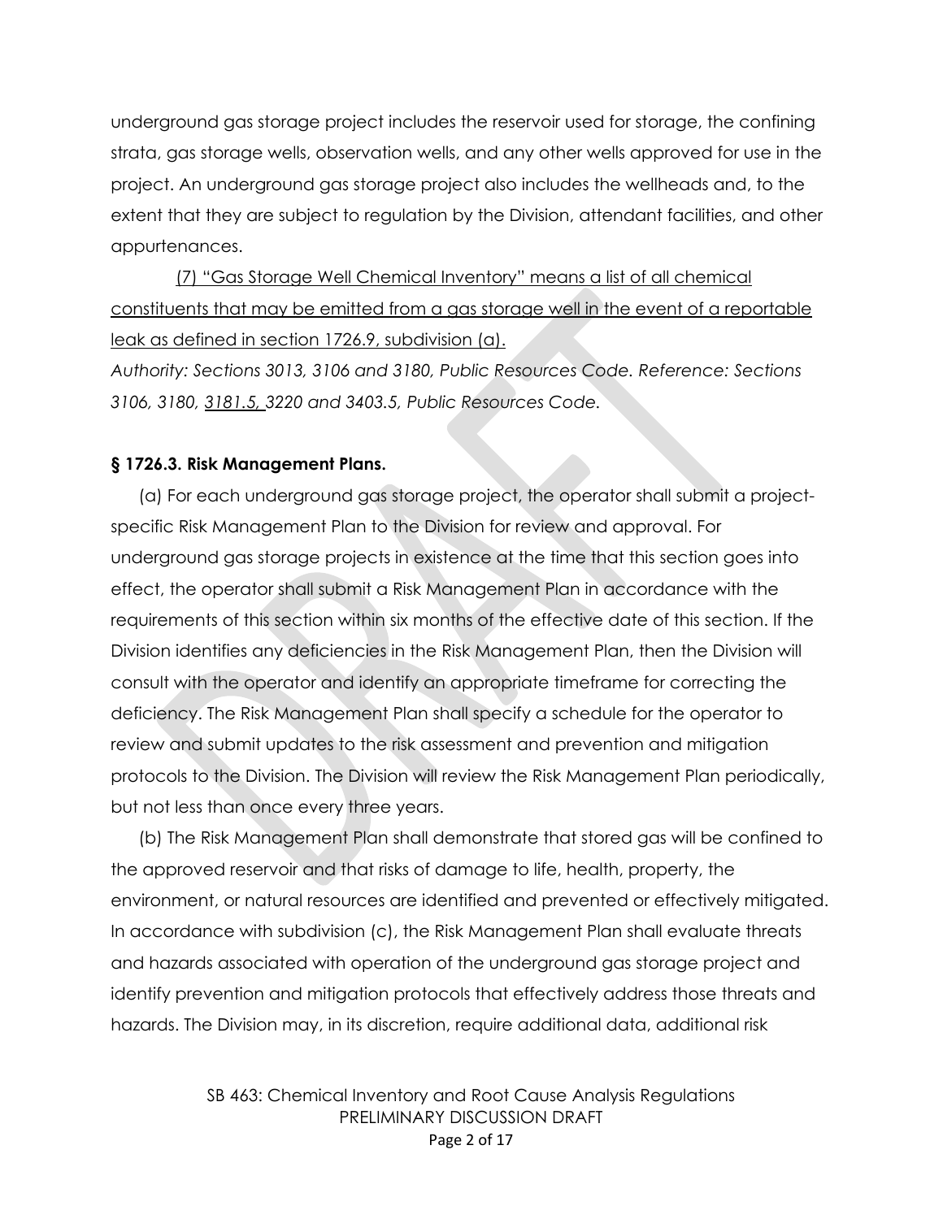underground gas storage project includes the reservoir used for storage, the confining strata, gas storage wells, observation wells, and any other wells approved for use in the project. An underground gas storage project also includes the wellheads and, to the extent that they are subject to regulation by the Division, attendant facilities, and other appurtenances.

<u>(7) "Gas Storage Well Chemical Inventory" means a list of all chemical constituents that may be emitted from a gas storage well in the event of a reportable leak as defined in section 1726.9, subdivision (a).</u>

*Authority: Sections 3013, 3106 and 3180, Public Resources Code. Reference: Sections 3106, 3180, <u>3181.5,</u> 3220 and 3403.5, Public Resources Code.*

**§ 1726.3. Risk Management Plans.**

(a) For each underground gas storage project, the operator shall submit a project-specific Risk Management Plan to the Division for review and approval. For underground gas storage projects in existence at the time that this section goes into effect, the operator shall submit a Risk Management Plan in accordance with the requirements of this section within six months of the effective date of this section. If the Division identifies any deficiencies in the Risk Management Plan, then the Division will consult with the operator and identify an appropriate timeframe for correcting the deficiency. The Risk Management Plan shall specify a schedule for the operator to review and submit updates to the risk assessment and prevention and mitigation protocols to the Division. The Division will review the Risk Management Plan periodically, but not less than once every three years.

(b) The Risk Management Plan shall demonstrate that stored gas will be confined to the approved reservoir and that risks of damage to life, health, property, the environment, or natural resources are identified and prevented or effectively mitigated. In accordance with subdivision (c), the Risk Management Plan shall evaluate threats and hazards associated with operation of the underground gas storage project and identify prevention and mitigation protocols that effectively address those threats and hazards. The Division may, in its discretion, require additional data, additional risk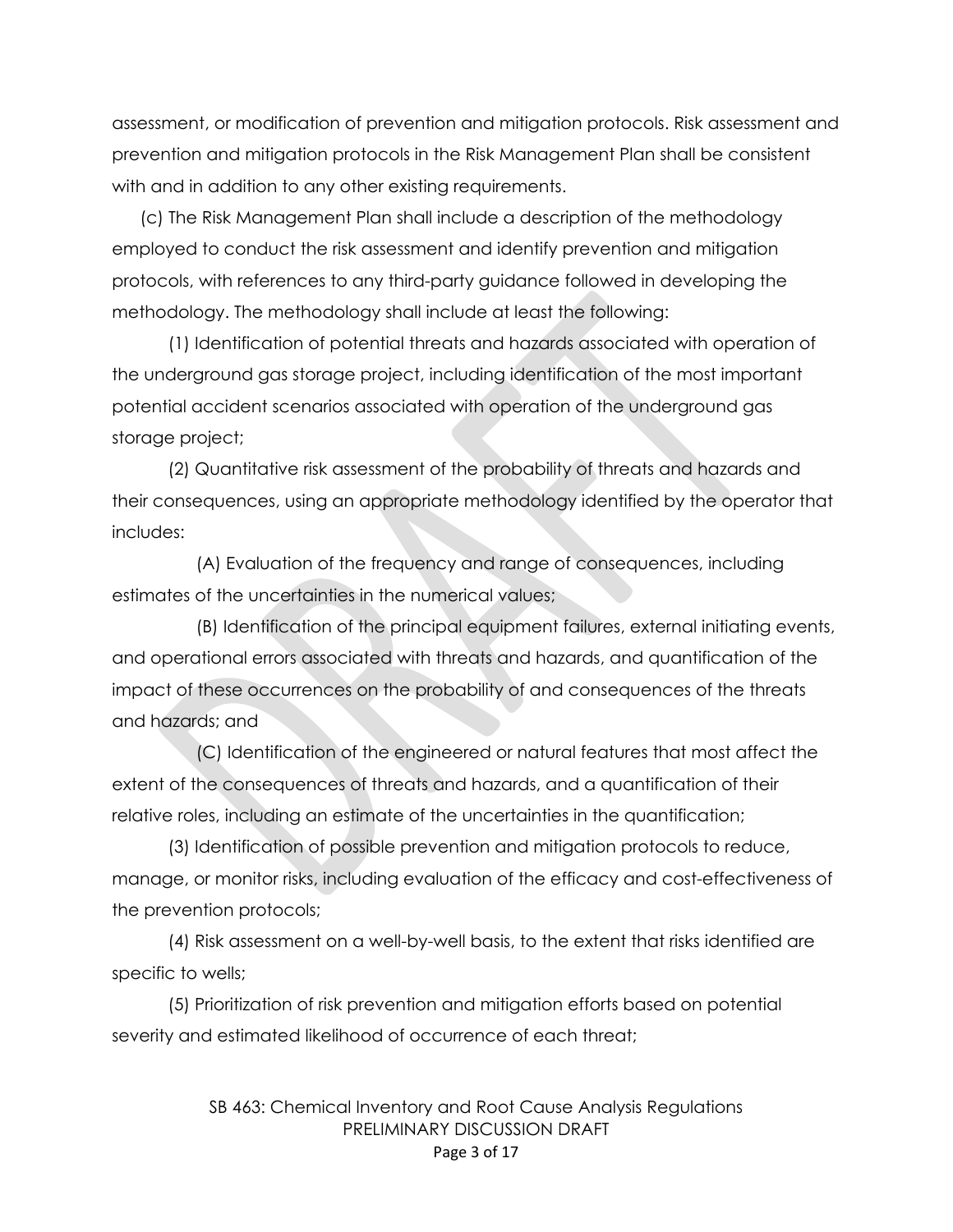assessment, or modification of prevention and mitigation protocols. Risk assessment and prevention and mitigation protocols in the Risk Management Plan shall be consistent with and in addition to any other existing requirements.

(c) The Risk Management Plan shall include a description of the methodology employed to conduct the risk assessment and identify prevention and mitigation protocols, with references to any third-party guidance followed in developing the methodology. The methodology shall include at least the following:

(1) Identification of potential threats and hazards associated with operation of the underground gas storage project, including identification of the most important potential accident scenarios associated with operation of the underground gas storage project;

(2) Quantitative risk assessment of the probability of threats and hazards and their consequences, using an appropriate methodology identified by the operator that includes:

(A) Evaluation of the frequency and range of consequences, including estimates of the uncertainties in the numerical values;

(B) Identification of the principal equipment failures, external initiating events, and operational errors associated with threats and hazards, and quantification of the impact of these occurrences on the probability of and consequences of the threats and hazards; and

(C) Identification of the engineered or natural features that most affect the extent of the consequences of threats and hazards, and a quantification of their relative roles, including an estimate of the uncertainties in the quantification;

(3) Identification of possible prevention and mitigation protocols to reduce, manage, or monitor risks, including evaluation of the efficacy and cost-effectiveness of the prevention protocols;

(4) Risk assessment on a well-by-well basis, to the extent that risks identified are specific to wells;

(5) Prioritization of risk prevention and mitigation efforts based on potential severity and estimated likelihood of occurrence of each threat;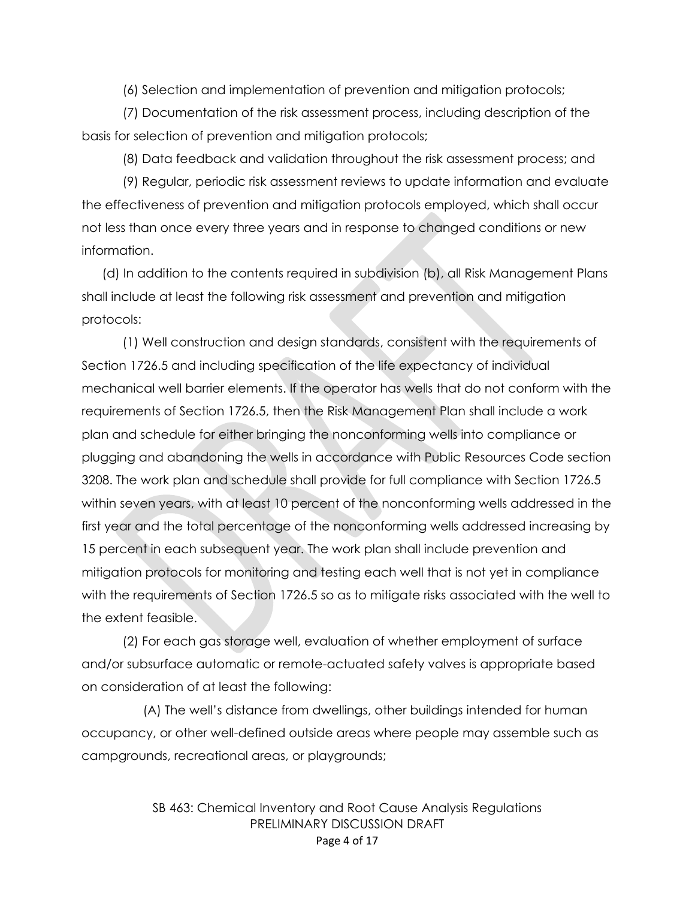(6) Selection and implementation of prevention and mitigation protocols;

(7) Documentation of the risk assessment process, including description of the basis for selection of prevention and mitigation protocols;

(8) Data feedback and validation throughout the risk assessment process; and

(9) Regular, periodic risk assessment reviews to update information and evaluate the effectiveness of prevention and mitigation protocols employed, which shall occur not less than once every three years and in response to changed conditions or new information.

(d) In addition to the contents required in subdivision (b), all Risk Management Plans shall include at least the following risk assessment and prevention and mitigation protocols:

(1) Well construction and design standards, consistent with the requirements of Section 1726.5 and including specification of the life expectancy of individual mechanical well barrier elements. If the operator has wells that do not conform with the requirements of Section 1726.5, then the Risk Management Plan shall include a work plan and schedule for either bringing the nonconforming wells into compliance or plugging and abandoning the wells in accordance with Public Resources Code section 3208. The work plan and schedule shall provide for full compliance with Section 1726.5 within seven years, with at least 10 percent of the nonconforming wells addressed in the first year and the total percentage of the nonconforming wells addressed increasing by 15 percent in each subsequent year. The work plan shall include prevention and mitigation protocols for monitoring and testing each well that is not yet in compliance with the requirements of Section 1726.5 so as to mitigate risks associated with the well to the extent feasible.

(2) For each gas storage well, evaluation of whether employment of surface and/or subsurface automatic or remote-actuated safety valves is appropriate based on consideration of at least the following:

(A) The well's distance from dwellings, other buildings intended for human occupancy, or other well-defined outside areas where people may assemble such as campgrounds, recreational areas, or playgrounds;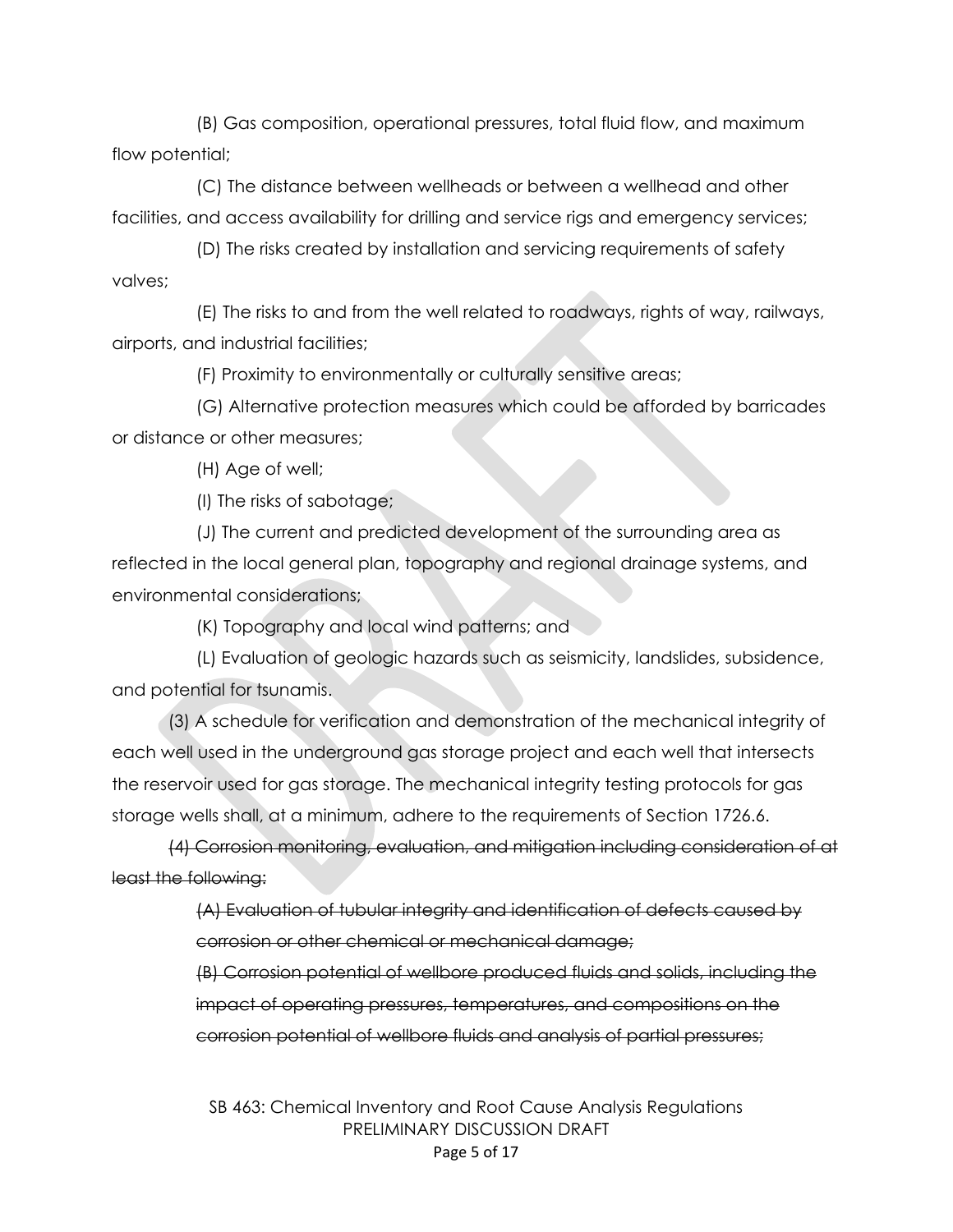(B) Gas composition, operational pressures, total fluid flow, and maximum flow potential;

(C) The distance between wellheads or between a wellhead and other facilities, and access availability for drilling and service rigs and emergency services;

(D) The risks created by installation and servicing requirements of safety valves;

(E) The risks to and from the well related to roadways, rights of way, railways, airports, and industrial facilities;

(F) Proximity to environmentally or culturally sensitive areas;

(G) Alternative protection measures which could be afforded by barricades or distance or other measures;

(H) Age of well;

(I) The risks of sabotage;

(J) The current and predicted development of the surrounding area as reflected in the local general plan, topography and regional drainage systems, and environmental considerations;

(K) Topography and local wind patterns; and

(L) Evaluation of geologic hazards such as seismicity, landslides, subsidence, and potential for tsunamis.

(3) A schedule for verification and demonstration of the mechanical integrity of each well used in the underground gas storage project and each well that intersects the reservoir used for gas storage. The mechanical integrity testing protocols for gas storage wells shall, at a minimum, adhere to the requirements of Section 1726.6.

~~(4) Corrosion monitoring, evaluation, and mitigation including consideration of at least the following:~~

~~(A) Evaluation of tubular integrity and identification of defects caused by corrosion or other chemical or mechanical damage;~~

~~(B) Corrosion potential of wellbore produced fluids and solids, including the impact of operating pressures, temperatures, and compositions on the corrosion potential of wellbore fluids and analysis of partial pressures;~~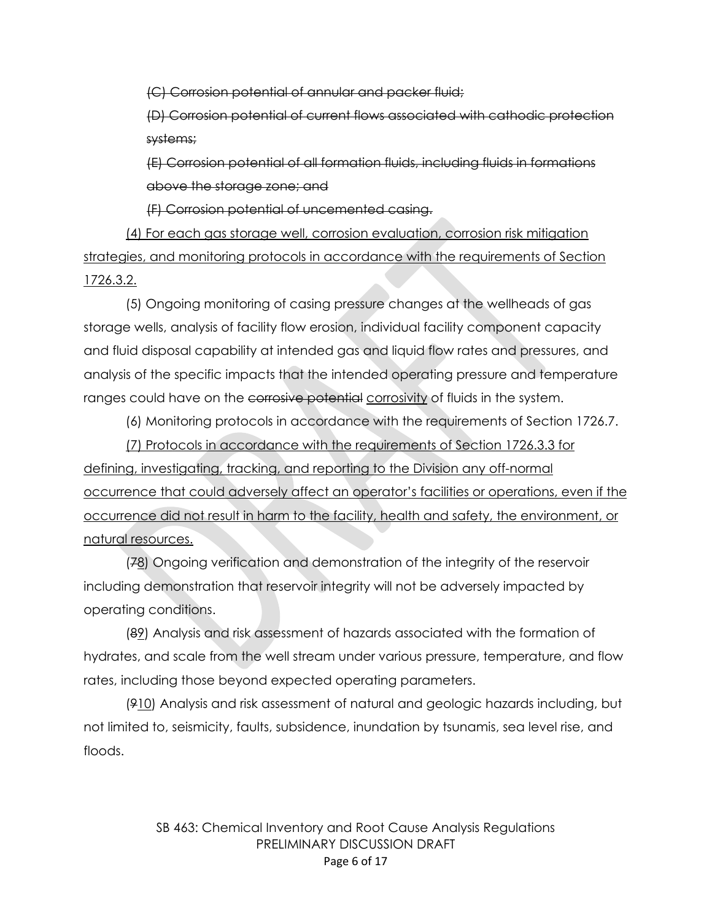~~(C) Corrosion potential of annular and packer fluid;~~

~~(D) Corrosion potential of current flows associated with cathodic protection systems;~~

~~(E) Corrosion potential of all formation fluids, including fluids in formations above the storage zone; and~~

~~(F) Corrosion potential of uncemented casing.~~

<u>(4) For each gas storage well, corrosion evaluation, corrosion risk mitigation strategies, and monitoring protocols in accordance with the requirements of Section 1726.3.2.</u>

(5) Ongoing monitoring of casing pressure changes at the wellheads of gas storage wells, analysis of facility flow erosion, individual facility component capacity and fluid disposal capability at intended gas and liquid flow rates and pressures, and analysis of the specific impacts that the intended operating pressure and temperature ranges could have on the ~~corrosive potential~~ <u>corrosivity</u> of fluids in the system.

(6) Monitoring protocols in accordance with the requirements of Section 1726.7.

<u>(7) Protocols in accordance with the requirements of Section 1726.3.3 for defining, investigating, tracking, and reporting to the Division any off-normal occurrence that could adversely affect an operator's facilities or operations, even if the occurrence did not result in harm to the facility, health and safety, the environment, or natural resources.</u>

(~~7~~<u>8</u>) Ongoing verification and demonstration of the integrity of the reservoir including demonstration that reservoir integrity will not be adversely impacted by operating conditions.

(~~8~~<u>9</u>) Analysis and risk assessment of hazards associated with the formation of hydrates, and scale from the well stream under various pressure, temperature, and flow rates, including those beyond expected operating parameters.

(~~9~~<u>10</u>) Analysis and risk assessment of natural and geologic hazards including, but not limited to, seismicity, faults, subsidence, inundation by tsunamis, sea level rise, and floods.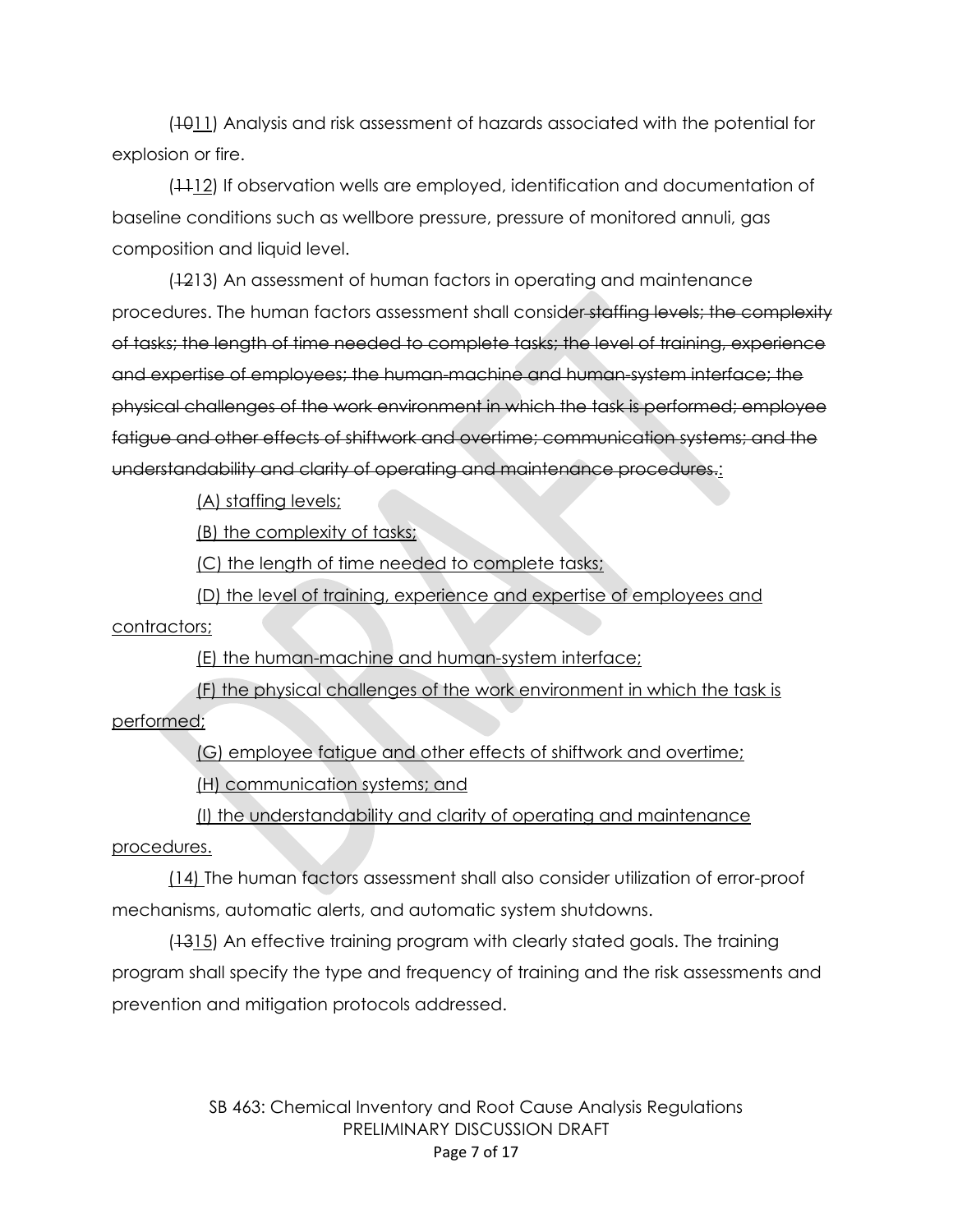(~~10~~<u>11</u>) Analysis and risk assessment of hazards associated with the potential for explosion or fire.

(~~11~~<u>12</u>) If observation wells are employed, identification and documentation of baseline conditions such as wellbore pressure, pressure of monitored annuli, gas composition and liquid level.

(~~12~~13) An assessment of human factors in operating and maintenance procedures. The human factors assessment shall consider ~~staffing levels; the complexity of tasks; the length of time needed to complete tasks; the level of training, experience and expertise of employees; the human-machine and human-system interface; the physical challenges of the work environment in which the task is performed; employee fatigue and other effects of shiftwork and overtime; communication systems; and the understandability and clarity of operating and maintenance procedures.~~<u>:</u>

<u>(A) staffing levels;</u>

<u>(B) the complexity of tasks;</u>

<u>(C) the length of time needed to complete tasks;</u>

<u>(D) the level of training, experience and expertise of employees and contractors;</u>

<u>(E) the human-machine and human-system interface;</u>

<u>(F) the physical challenges of the work environment in which the task is performed;</u>

<u>(G) employee fatigue and other effects of shiftwork and overtime;</u>

<u>(H) communication systems; and</u>

<u>(I) the understandability and clarity of operating and maintenance procedures.</u>

<u>(14)</u> The human factors assessment shall also consider utilization of error-proof mechanisms, automatic alerts, and automatic system shutdowns.

(~~13~~<u>15</u>) An effective training program with clearly stated goals. The training program shall specify the type and frequency of training and the risk assessments and prevention and mitigation protocols addressed.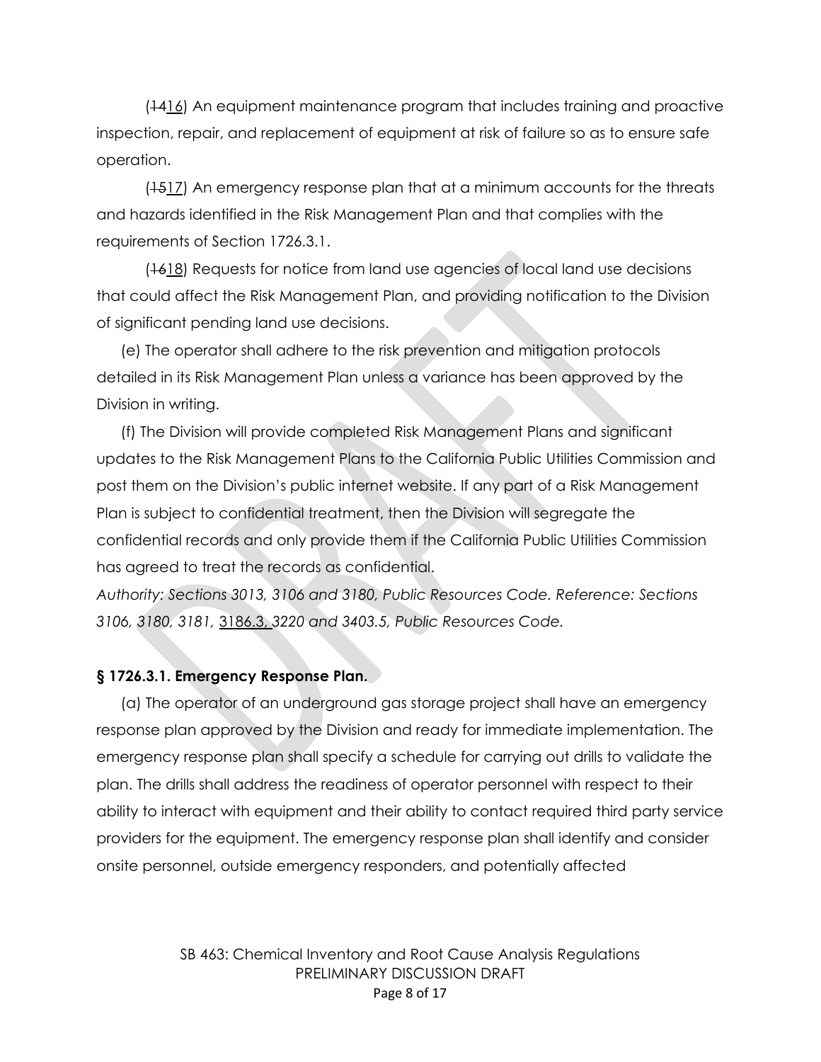(~~14~~16) An equipment maintenance program that includes training and proactive inspection, repair, and replacement of equipment at risk of failure so as to ensure safe operation.

(~~15~~17) An emergency response plan that at a minimum accounts for the threats and hazards identified in the Risk Management Plan and that complies with the requirements of Section 1726.3.1.

(~~16~~18) Requests for notice from land use agencies of local land use decisions that could affect the Risk Management Plan, and providing notification to the Division of significant pending land use decisions.

(e) The operator shall adhere to the risk prevention and mitigation protocols detailed in its Risk Management Plan unless a variance has been approved by the Division in writing.

(f) The Division will provide completed Risk Management Plans and significant updates to the Risk Management Plans to the California Public Utilities Commission and post them on the Division's public internet website. If any part of a Risk Management Plan is subject to confidential treatment, then the Division will segregate the confidential records and only provide them if the California Public Utilities Commission has agreed to treat the records as confidential.

*Authority: Sections 3013, 3106 and 3180, Public Resources Code. Reference: Sections 3106, 3180, 3181,* <u>3186.3,</u> *3220 and 3403.5, Public Resources Code.*

**§ 1726.3.1. Emergency Response Plan.**

(a) The operator of an underground gas storage project shall have an emergency response plan approved by the Division and ready for immediate implementation. The emergency response plan shall specify a schedule for carrying out drills to validate the plan. The drills shall address the readiness of operator personnel with respect to their ability to interact with equipment and their ability to contact required third party service providers for the equipment. The emergency response plan shall identify and consider onsite personnel, outside emergency responders, and potentially affected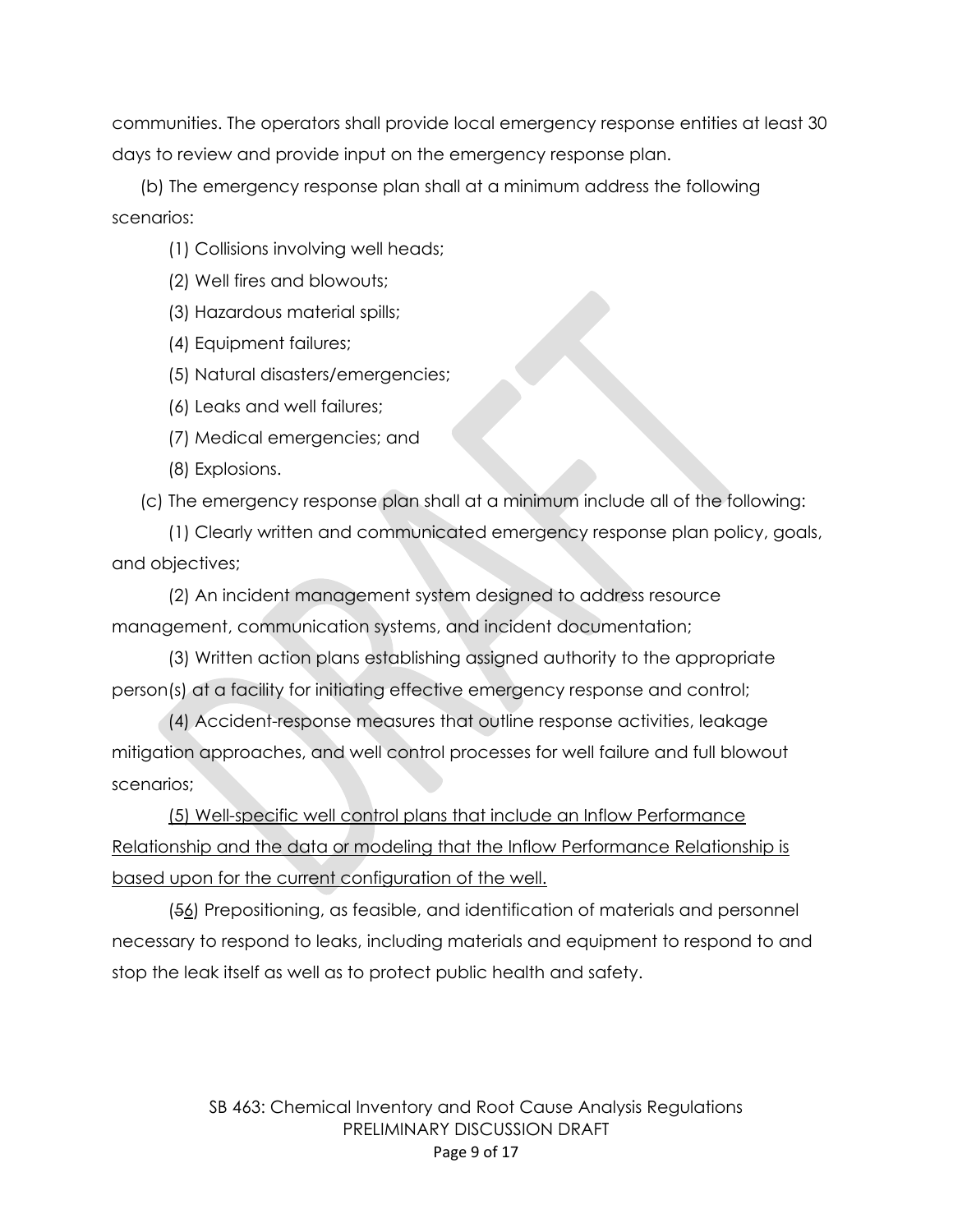communities. The operators shall provide local emergency response entities at least 30 days to review and provide input on the emergency response plan.

(b) The emergency response plan shall at a minimum address the following scenarios:

(1) Collisions involving well heads;

(2) Well fires and blowouts;

(3) Hazardous material spills;

(4) Equipment failures;

(5) Natural disasters/emergencies;

(6) Leaks and well failures;

(7) Medical emergencies; and

(8) Explosions.

(c) The emergency response plan shall at a minimum include all of the following:

(1) Clearly written and communicated emergency response plan policy, goals, and objectives;

(2) An incident management system designed to address resource management, communication systems, and incident documentation;

(3) Written action plans establishing assigned authority to the appropriate person(s) at a facility for initiating effective emergency response and control;

(4) Accident-response measures that outline response activities, leakage mitigation approaches, and well control processes for well failure and full blowout scenarios;

<u>(5) Well-specific well control plans that include an Inflow Performance Relationship and the data or modeling that the Inflow Performance Relationship is based upon for the current configuration of the well.</u>

(~~5~~<u>6</u>) Prepositioning, as feasible, and identification of materials and personnel necessary to respond to leaks, including materials and equipment to respond to and stop the leak itself as well as to protect public health and safety.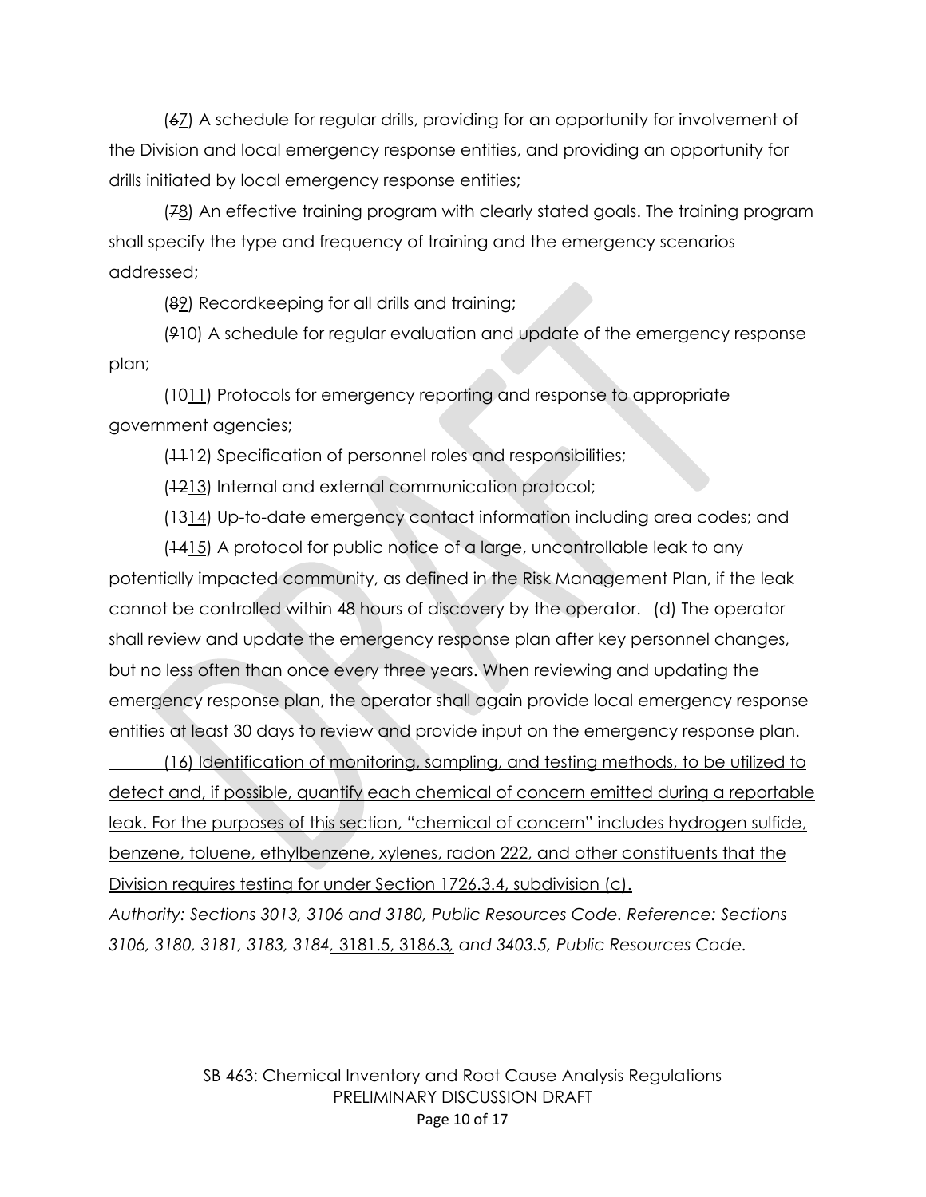(~~6~~7) A schedule for regular drills, providing for an opportunity for involvement of the Division and local emergency response entities, and providing an opportunity for drills initiated by local emergency response entities;

(~~7~~8) An effective training program with clearly stated goals. The training program shall specify the type and frequency of training and the emergency scenarios addressed;

(~~8~~9) Recordkeeping for all drills and training;

(~~9~~10) A schedule for regular evaluation and update of the emergency response plan;

(~~10~~11) Protocols for emergency reporting and response to appropriate government agencies;

(~~11~~12) Specification of personnel roles and responsibilities;

(~~12~~13) Internal and external communication protocol;

(~~13~~14) Up-to-date emergency contact information including area codes; and

(~~14~~15) A protocol for public notice of a large, uncontrollable leak to any potentially impacted community, as defined in the Risk Management Plan, if the leak cannot be controlled within 48 hours of discovery by the operator. (d) The operator shall review and update the emergency response plan after key personnel changes, but no less often than once every three years. When reviewing and updating the emergency response plan, the operator shall again provide local emergency response entities at least 30 days to review and provide input on the emergency response plan.

(16) Identification of monitoring, sampling, and testing methods, to be utilized to detect and, if possible, quantify each chemical of concern emitted during a reportable leak. For the purposes of this section, "chemical of concern" includes hydrogen sulfide, benzene, toluene, ethylbenzene, xylenes, radon 222, and other constituents that the Division requires testing for under Section 1726.3.4, subdivision (c).

*Authority: Sections 3013, 3106 and 3180, Public Resources Code. Reference: Sections 3106, 3180, 3181, 3183, 3184*, 3181.5, 3186.3*, and 3403.5, Public Resources Code.*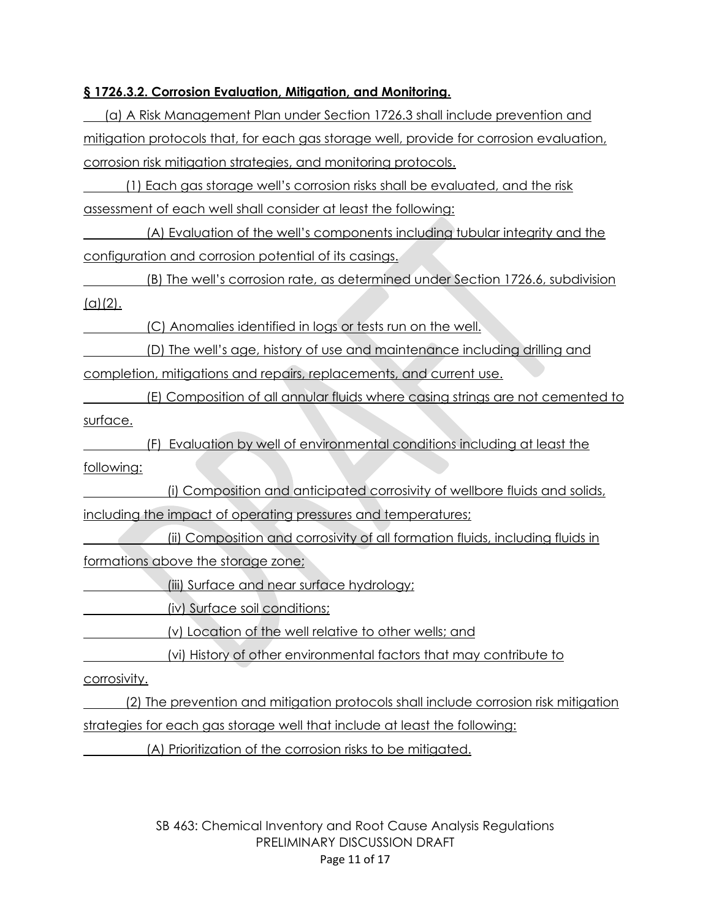**§ 1726.3.2. Corrosion Evaluation, Mitigation, and Monitoring.**

(a) A Risk Management Plan under Section 1726.3 shall include prevention and mitigation protocols that, for each gas storage well, provide for corrosion evaluation, corrosion risk mitigation strategies, and monitoring protocols.

(1) Each gas storage well's corrosion risks shall be evaluated, and the risk assessment of each well shall consider at least the following:

(A) Evaluation of the well's components including tubular integrity and the configuration and corrosion potential of its casings.

(B) The well's corrosion rate, as determined under Section 1726.6, subdivision (a)(2).

(C) Anomalies identified in logs or tests run on the well.

(D) The well's age, history of use and maintenance including drilling and completion, mitigations and repairs, replacements, and current use.

(E) Composition of all annular fluids where casing strings are not cemented to surface.

(F) Evaluation by well of environmental conditions including at least the following:

(i) Composition and anticipated corrosivity of wellbore fluids and solids, including the impact of operating pressures and temperatures;

(ii) Composition and corrosivity of all formation fluids, including fluids in formations above the storage zone;

(iii) Surface and near surface hydrology;

(iv) Surface soil conditions;

(v) Location of the well relative to other wells; and

(vi) History of other environmental factors that may contribute to corrosivity.

(2) The prevention and mitigation protocols shall include corrosion risk mitigation strategies for each gas storage well that include at least the following:

(A) Prioritization of the corrosion risks to be mitigated.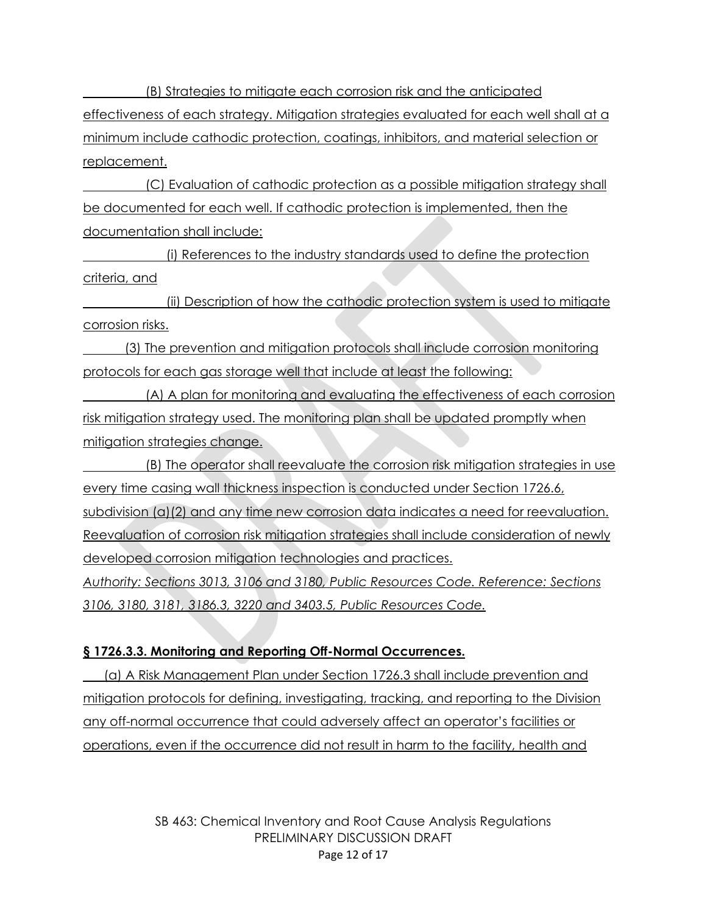(B) Strategies to mitigate each corrosion risk and the anticipated effectiveness of each strategy. Mitigation strategies evaluated for each well shall at a minimum include cathodic protection, coatings, inhibitors, and material selection or replacement.

(C) Evaluation of cathodic protection as a possible mitigation strategy shall be documented for each well. If cathodic protection is implemented, then the documentation shall include:

(i) References to the industry standards used to define the protection criteria, and

(ii) Description of how the cathodic protection system is used to mitigate corrosion risks.

(3) The prevention and mitigation protocols shall include corrosion monitoring protocols for each gas storage well that include at least the following:

(A) A plan for monitoring and evaluating the effectiveness of each corrosion risk mitigation strategy used. The monitoring plan shall be updated promptly when mitigation strategies change.

(B) The operator shall reevaluate the corrosion risk mitigation strategies in use every time casing wall thickness inspection is conducted under Section 1726.6, subdivision (a)(2) and any time new corrosion data indicates a need for reevaluation. Reevaluation of corrosion risk mitigation strategies shall include consideration of newly developed corrosion mitigation technologies and practices.

*Authority: Sections 3013, 3106 and 3180, Public Resources Code. Reference: Sections 3106, 3180, 3181, 3186.3, 3220 and 3403.5, Public Resources Code.*

### § 1726.3.3. Monitoring and Reporting Off-Normal Occurrences.

(a) A Risk Management Plan under Section 1726.3 shall include prevention and mitigation protocols for defining, investigating, tracking, and reporting to the Division any off-normal occurrence that could adversely affect an operator's facilities or operations, even if the occurrence did not result in harm to the facility, health and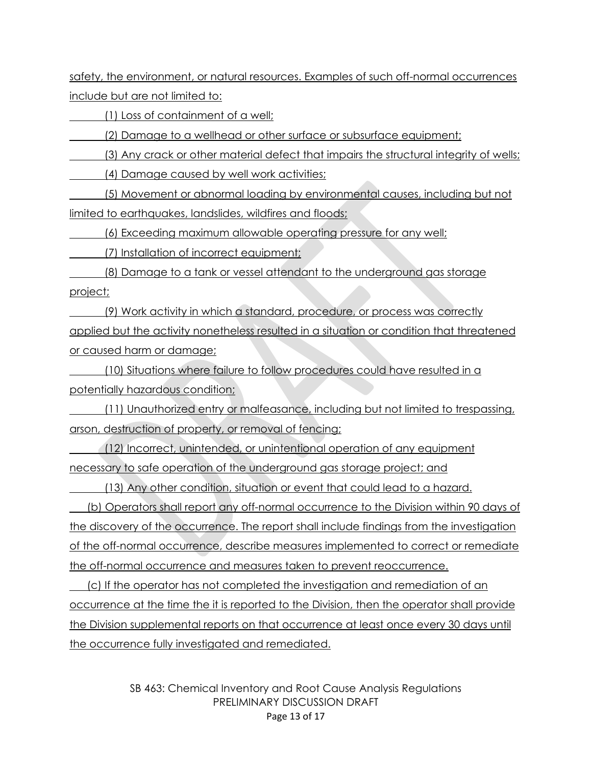safety, the environment, or natural resources. Examples of such off-normal occurrences include but are not limited to:

(1) Loss of containment of a well;

(2) Damage to a wellhead or other surface or subsurface equipment;

(3) Any crack or other material defect that impairs the structural integrity of wells;

(4) Damage caused by well work activities;

(5) Movement or abnormal loading by environmental causes, including but not limited to earthquakes, landslides, wildfires and floods;

(6) Exceeding maximum allowable operating pressure for any well;

(7) Installation of incorrect equipment;

(8) Damage to a tank or vessel attendant to the underground gas storage project;

(9) Work activity in which a standard, procedure, or process was correctly applied but the activity nonetheless resulted in a situation or condition that threatened or caused harm or damage;

(10) Situations where failure to follow procedures could have resulted in a potentially hazardous condition;

(11) Unauthorized entry or malfeasance, including but not limited to trespassing, arson, destruction of property, or removal of fencing;

(12) Incorrect, unintended, or unintentional operation of any equipment necessary to safe operation of the underground gas storage project; and

(13) Any other condition, situation or event that could lead to a hazard.

(b) Operators shall report any off-normal occurrence to the Division within 90 days of the discovery of the occurrence. The report shall include findings from the investigation of the off-normal occurrence, describe measures implemented to correct or remediate the off-normal occurrence and measures taken to prevent reoccurrence.

(c) If the operator has not completed the investigation and remediation of an occurrence at the time the it is reported to the Division, then the operator shall provide the Division supplemental reports on that occurrence at least once every 30 days until the occurrence fully investigated and remediated.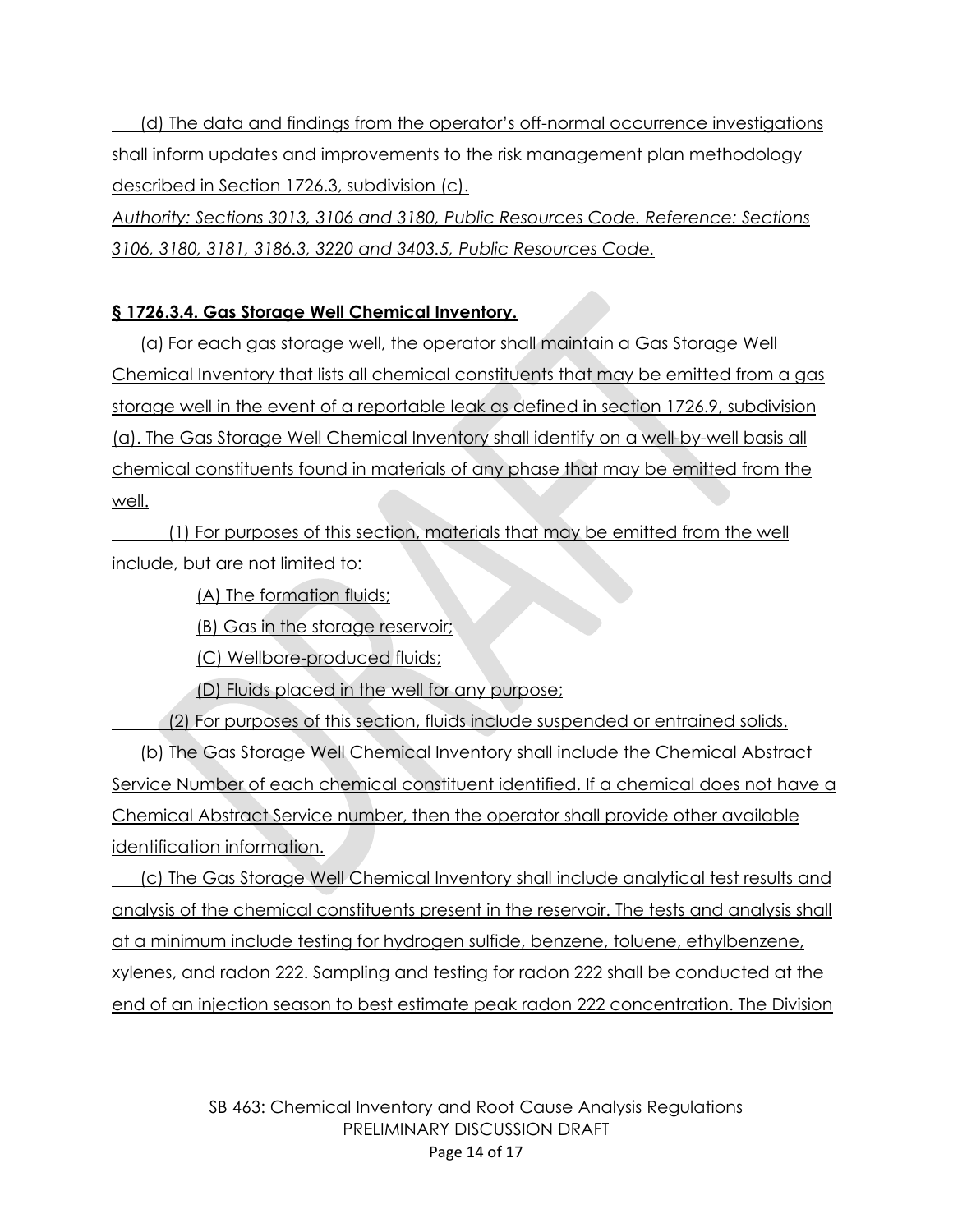(d) The data and findings from the operator's off-normal occurrence investigations shall inform updates and improvements to the risk management plan methodology described in Section 1726.3, subdivision (c).

*Authority: Sections 3013, 3106 and 3180, Public Resources Code. Reference: Sections 3106, 3180, 3181, 3186.3, 3220 and 3403.5, Public Resources Code.*

**§ 1726.3.4. Gas Storage Well Chemical Inventory.**

(a) For each gas storage well, the operator shall maintain a Gas Storage Well Chemical Inventory that lists all chemical constituents that may be emitted from a gas storage well in the event of a reportable leak as defined in section 1726.9, subdivision (a). The Gas Storage Well Chemical Inventory shall identify on a well-by-well basis all chemical constituents found in materials of any phase that may be emitted from the well.

(1) For purposes of this section, materials that may be emitted from the well include, but are not limited to:

(A) The formation fluids;

(B) Gas in the storage reservoir;

(C) Wellbore-produced fluids;

(D) Fluids placed in the well for any purpose;

(2) For purposes of this section, fluids include suspended or entrained solids.

(b) The Gas Storage Well Chemical Inventory shall include the Chemical Abstract Service Number of each chemical constituent identified. If a chemical does not have a Chemical Abstract Service number, then the operator shall provide other available identification information.

(c) The Gas Storage Well Chemical Inventory shall include analytical test results and analysis of the chemical constituents present in the reservoir. The tests and analysis shall at a minimum include testing for hydrogen sulfide, benzene, toluene, ethylbenzene, xylenes, and radon 222. Sampling and testing for radon 222 shall be conducted at the end of an injection season to best estimate peak radon 222 concentration. The Division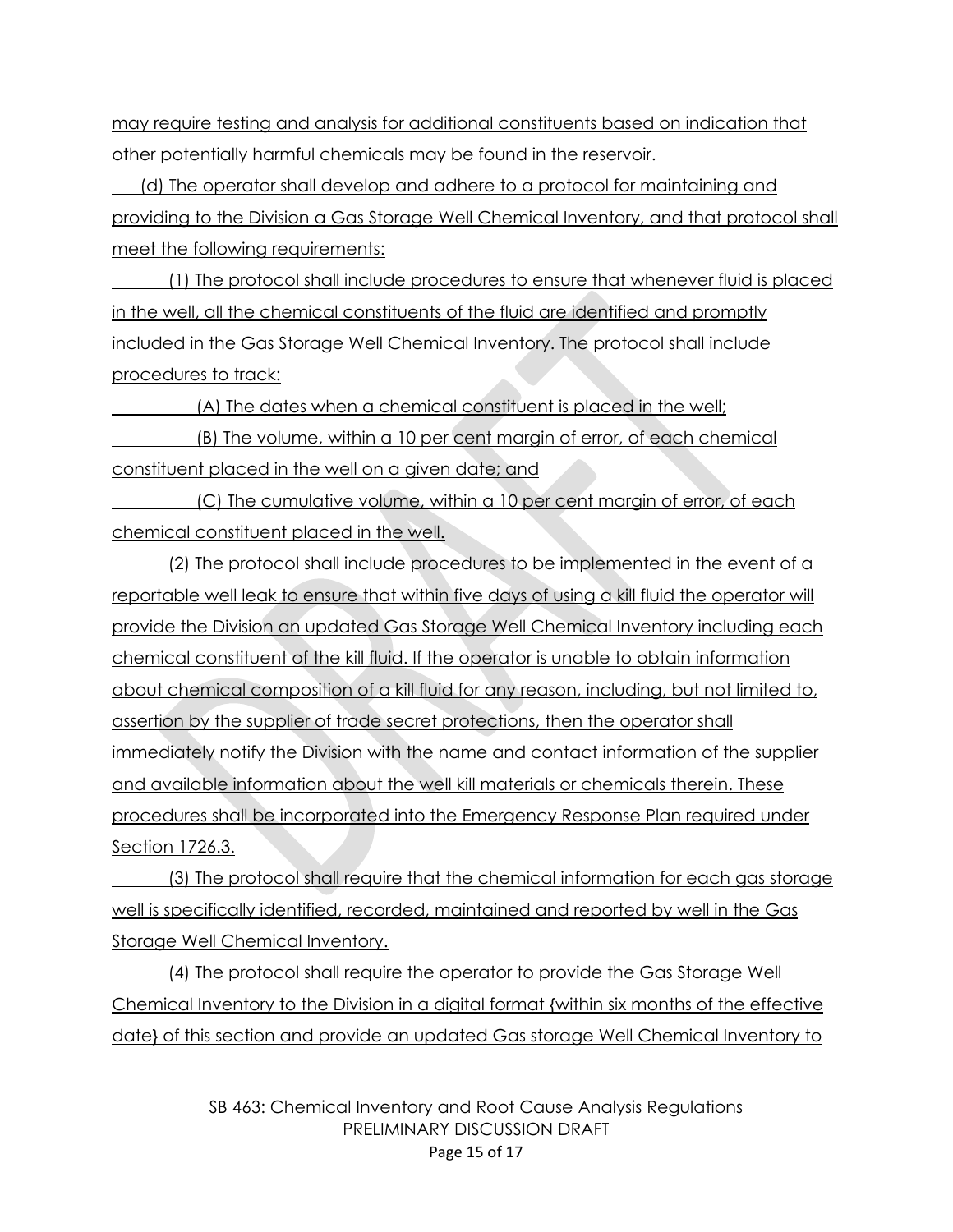may require testing and analysis for additional constituents based on indication that other potentially harmful chemicals may be found in the reservoir.

(d) The operator shall develop and adhere to a protocol for maintaining and providing to the Division a Gas Storage Well Chemical Inventory, and that protocol shall meet the following requirements:

(1) The protocol shall include procedures to ensure that whenever fluid is placed in the well, all the chemical constituents of the fluid are identified and promptly included in the Gas Storage Well Chemical Inventory. The protocol shall include procedures to track:

(A) The dates when a chemical constituent is placed in the well;

(B) The volume, within a 10 per cent margin of error, of each chemical constituent placed in the well on a given date; and

(C) The cumulative volume, within a 10 per cent margin of error, of each chemical constituent placed in the well.

(2) The protocol shall include procedures to be implemented in the event of a reportable well leak to ensure that within five days of using a kill fluid the operator will provide the Division an updated Gas Storage Well Chemical Inventory including each chemical constituent of the kill fluid. If the operator is unable to obtain information about chemical composition of a kill fluid for any reason, including, but not limited to, assertion by the supplier of trade secret protections, then the operator shall immediately notify the Division with the name and contact information of the supplier and available information about the well kill materials or chemicals therein. These procedures shall be incorporated into the Emergency Response Plan required under Section 1726.3.

(3) The protocol shall require that the chemical information for each gas storage well is specifically identified, recorded, maintained and reported by well in the Gas Storage Well Chemical Inventory.

(4) The protocol shall require the operator to provide the Gas Storage Well Chemical Inventory to the Division in a digital format {within six months of the effective date} of this section and provide an updated Gas storage Well Chemical Inventory to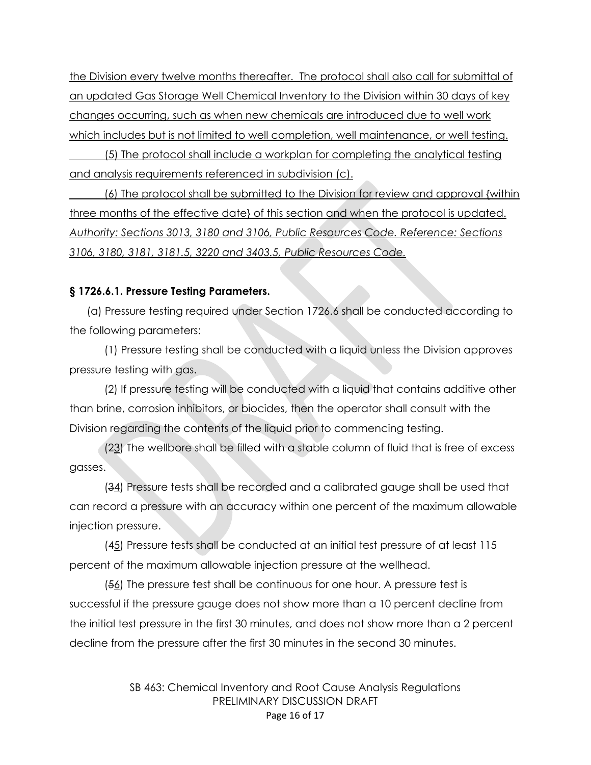the Division every twelve months thereafter. The protocol shall also call for submittal of an updated Gas Storage Well Chemical Inventory to the Division within 30 days of key changes occurring, such as when new chemicals are introduced due to well work which includes but is not limited to well completion, well maintenance, or well testing.

(5) The protocol shall include a workplan for completing the analytical testing and analysis requirements referenced in subdivision (c).

(6) The protocol shall be submitted to the Division for review and approval {within three months of the effective date} of this section and when the protocol is updated.

*Authority: Sections 3013, 3180 and 3106, Public Resources Code. Reference: Sections 3106, 3180, 3181, 3181.5, 3220 and 3403.5, Public Resources Code.*

**§ 1726.6.1. Pressure Testing Parameters.**

(a) Pressure testing required under Section 1726.6 shall be conducted according to the following parameters:

(1) Pressure testing shall be conducted with a liquid unless the Division approves pressure testing with gas.

(2) If pressure testing will be conducted with a liquid that contains additive other than brine, corrosion inhibitors, or biocides, then the operator shall consult with the Division regarding the contents of the liquid prior to commencing testing.

(~~2~~3) The wellbore shall be filled with a stable column of fluid that is free of excess gasses.

(~~3~~4) Pressure tests shall be recorded and a calibrated gauge shall be used that can record a pressure with an accuracy within one percent of the maximum allowable injection pressure.

(~~4~~5) Pressure tests shall be conducted at an initial test pressure of at least 115 percent of the maximum allowable injection pressure at the wellhead.

(~~5~~6) The pressure test shall be continuous for one hour. A pressure test is successful if the pressure gauge does not show more than a 10 percent decline from the initial test pressure in the first 30 minutes, and does not show more than a 2 percent decline from the pressure after the first 30 minutes in the second 30 minutes.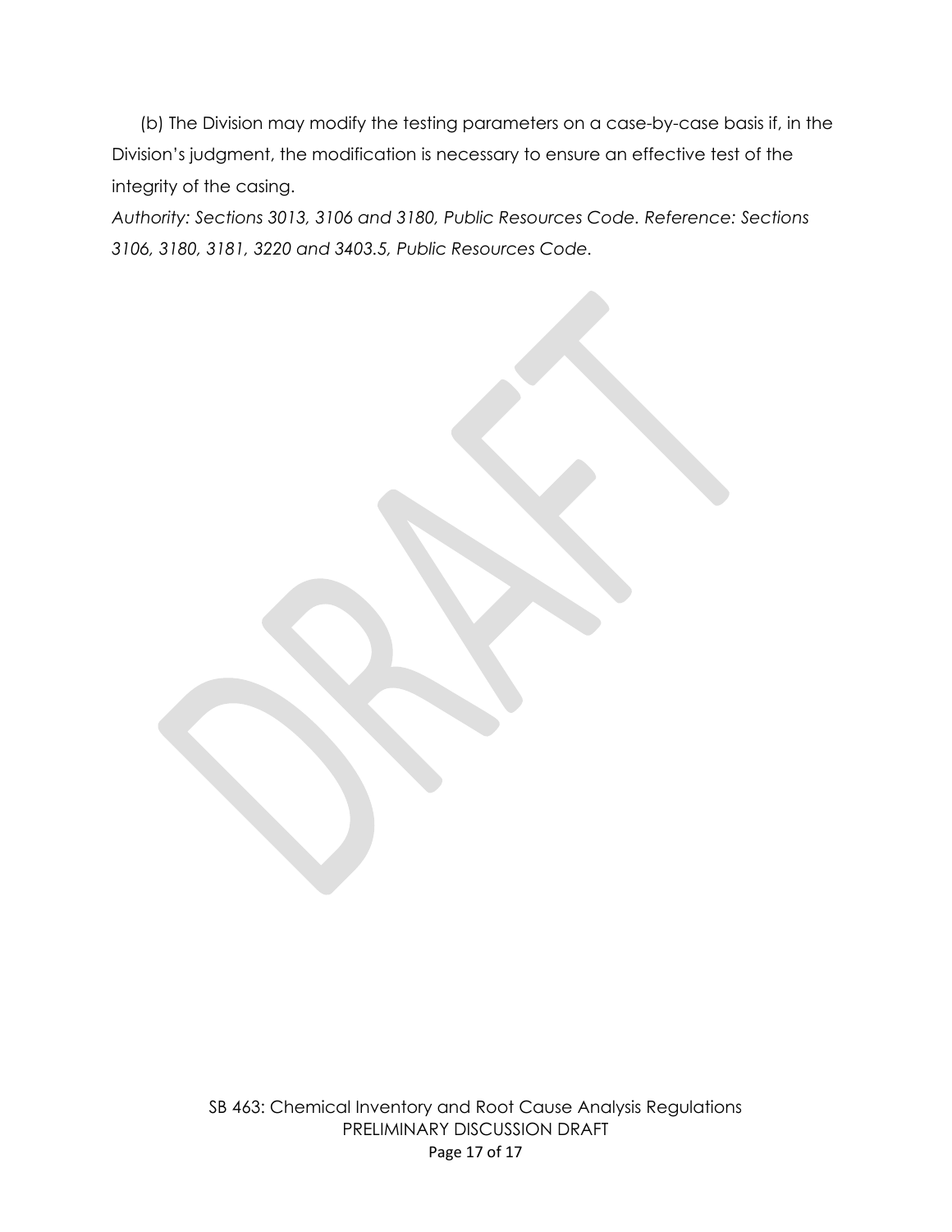(b) The Division may modify the testing parameters on a case-by-case basis if, in the Division's judgment, the modification is necessary to ensure an effective test of the integrity of the casing.

*Authority: Sections 3013, 3106 and 3180, Public Resources Code. Reference: Sections 3106, 3180, 3181, 3220 and 3403.5, Public Resources Code.*